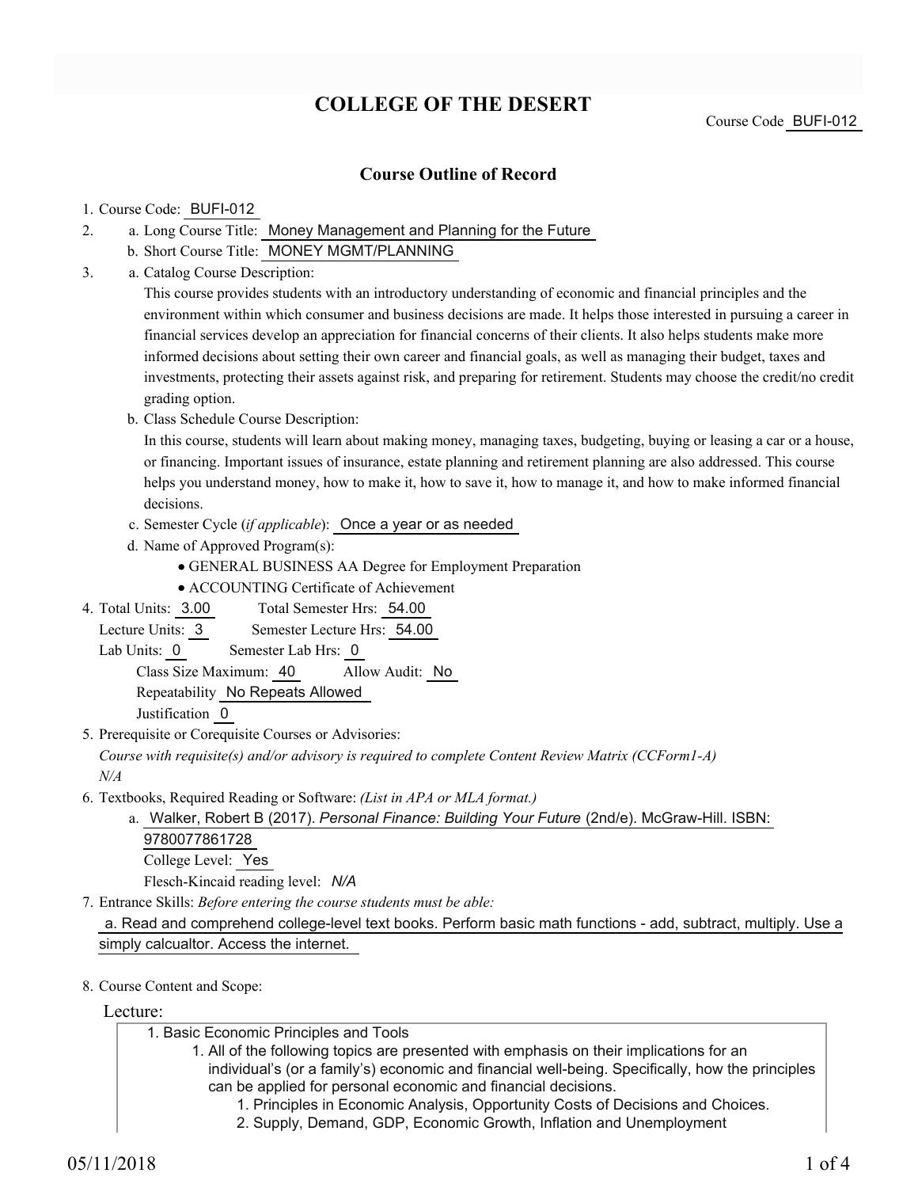# COLLEGE OF THE DESERT

Course Code BUFI-012

## Course Outline of Record

1. Course Code: BUFI-012
2. a. Long Course Title: Money Management and Planning for the Future
   b. Short Course Title: MONEY MGMT/PLANNING
3. a. Catalog Course Description:

   This course provides students with an introductory understanding of economic and financial principles and the environment within which consumer and business decisions are made. It helps those interested in pursuing a career in financial services develop an appreciation for financial concerns of their clients. It also helps students make more informed decisions about setting their own career and financial goals, as well as managing their budget, taxes and investments, protecting their assets against risk, and preparing for retirement. Students may choose the credit/no credit grading option.

   b. Class Schedule Course Description:

   In this course, students will learn about making money, managing taxes, budgeting, buying or leasing a car or a house, or financing. Important issues of insurance, estate planning and retirement planning are also addressed. This course helps you understand money, how to make it, how to save it, how to manage it, and how to make informed financial decisions.

   c. Semester Cycle (*if applicable*): Once a year or as needed

   d. Name of Approved Program(s):
   - GENERAL BUSINESS AA Degree for Employment Preparation
   - ACCOUNTING Certificate of Achievement
4. Total Units: 3.00 Total Semester Hrs: 54.00
   Lecture Units: 3 Semester Lecture Hrs: 54.00
   Lab Units: 0 Semester Lab Hrs: 0
   Class Size Maximum: 40 Allow Audit: No
   Repeatability No Repeats Allowed
   Justification 0
5. Prerequisite or Corequisite Courses or Advisories:
   *Course with requisite(s) and/or advisory is required to complete Content Review Matrix (CCForm1-A)*
   *N/A*
6. Textbooks, Required Reading or Software: *(List in APA or MLA format.)*
   a. Walker, Robert B (2017). *Personal Finance: Building Your Future* (2nd/e). McGraw-Hill. ISBN: 9780077861728
   College Level: Yes
   Flesch-Kincaid reading level: *N/A*
7. Entrance Skills: *Before entering the course students must be able:*
   a. Read and comprehend college-level text books. Perform basic math functions - add, subtract, multiply. Use a simply calcualtor. Access the internet.
8. Course Content and Scope:

Lecture:

1. Basic Economic Principles and Tools
   1. All of the following topics are presented with emphasis on their implications for an individual's (or a family's) economic and financial well-being. Specifically, how the principles can be applied for personal economic and financial decisions.
      1. Principles in Economic Analysis, Opportunity Costs of Decisions and Choices.
      2. Supply, Demand, GDP, Economic Growth, Inflation and Unemployment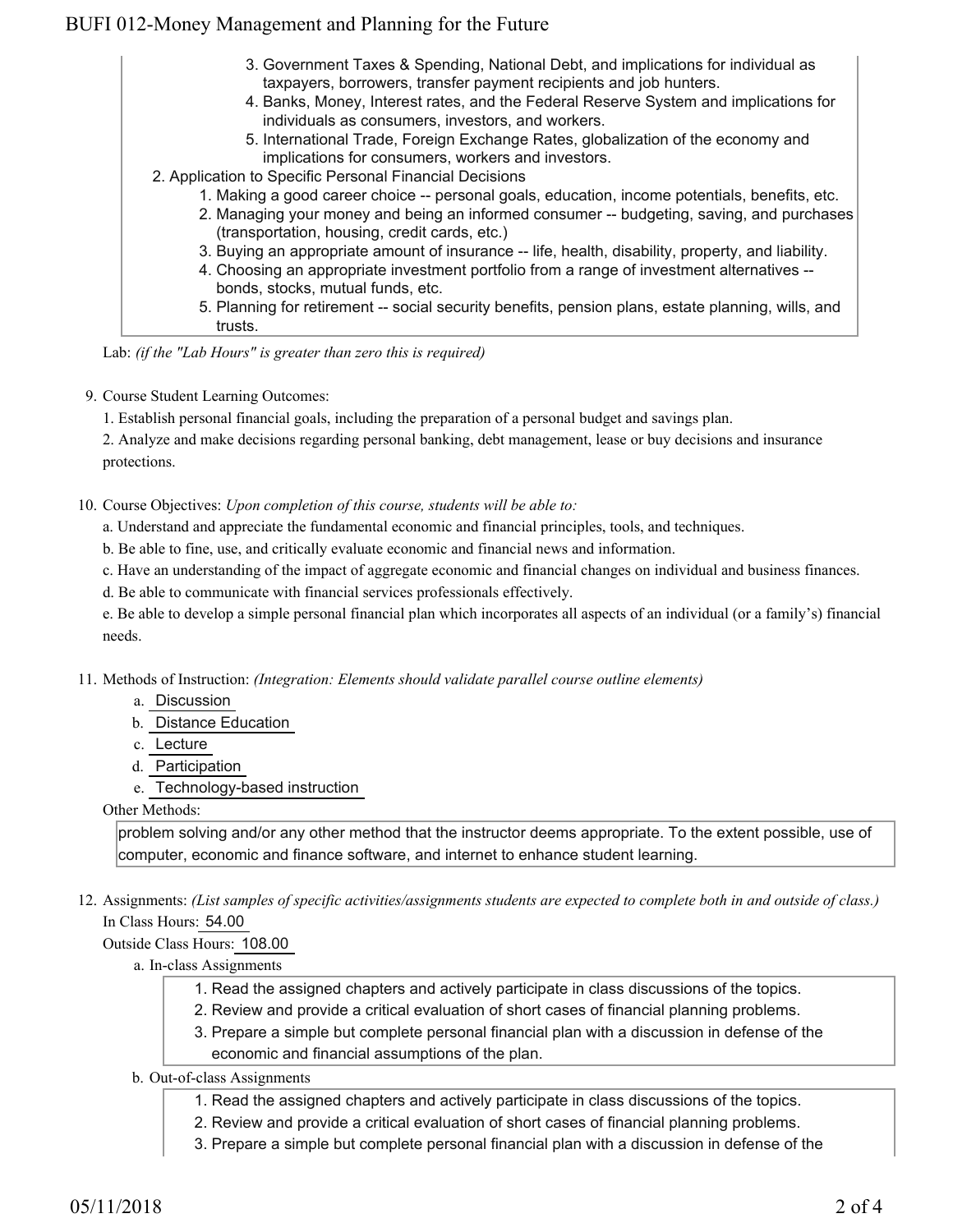3. Government Taxes & Spending, National Debt, and implications for individual as taxpayers, borrowers, transfer payment recipients and job hunters.
4. Banks, Money, Interest rates, and the Federal Reserve System and implications for individuals as consumers, investors, and workers.
5. International Trade, Foreign Exchange Rates, globalization of the economy and implications for consumers, workers and investors.

2. Application to Specific Personal Financial Decisions
    1. Making a good career choice -- personal goals, education, income potentials, benefits, etc.
    2. Managing your money and being an informed consumer -- budgeting, saving, and purchases (transportation, housing, credit cards, etc.)
    3. Buying an appropriate amount of insurance -- life, health, disability, property, and liability.
    4. Choosing an appropriate investment portfolio from a range of investment alternatives -- bonds, stocks, mutual funds, etc.
    5. Planning for retirement -- social security benefits, pension plans, estate planning, wills, and trusts.

Lab: *(if the "Lab Hours" is greater than zero this is required)*

9. Course Student Learning Outcomes:

   1. Establish personal financial goals, including the preparation of a personal budget and savings plan.

   2. Analyze and make decisions regarding personal banking, debt management, lease or buy decisions and insurance protections.

10. Course Objectives: *Upon completion of this course, students will be able to:*

    a. Understand and appreciate the fundamental economic and financial principles, tools, and techniques.

    b. Be able to fine, use, and critically evaluate economic and financial news and information.

    c. Have an understanding of the impact of aggregate economic and financial changes on individual and business finances.

    d. Be able to communicate with financial services professionals effectively.

    e. Be able to develop a simple personal financial plan which incorporates all aspects of an individual (or a family's) financial needs.

11. Methods of Instruction: *(Integration: Elements should validate parallel course outline elements)*

    a. Discussion
    b. Distance Education
    c. Lecture
    d. Participation
    e. Technology-based instruction

    Other Methods:

    problem solving and/or any other method that the instructor deems appropriate. To the extent possible, use of computer, economic and finance software, and internet to enhance student learning.

12. Assignments: *(List samples of specific activities/assignments students are expected to complete both in and outside of class.)*

    In Class Hours: 54.00

    Outside Class Hours: 108.00

    a. In-class Assignments
        1. Read the assigned chapters and actively participate in class discussions of the topics.
        2. Review and provide a critical evaluation of short cases of financial planning problems.
        3. Prepare a simple but complete personal financial plan with a discussion in defense of the economic and financial assumptions of the plan.

    b. Out-of-class Assignments
        1. Read the assigned chapters and actively participate in class discussions of the topics.
        2. Review and provide a critical evaluation of short cases of financial planning problems.
        3. Prepare a simple but complete personal financial plan with a discussion in defense of the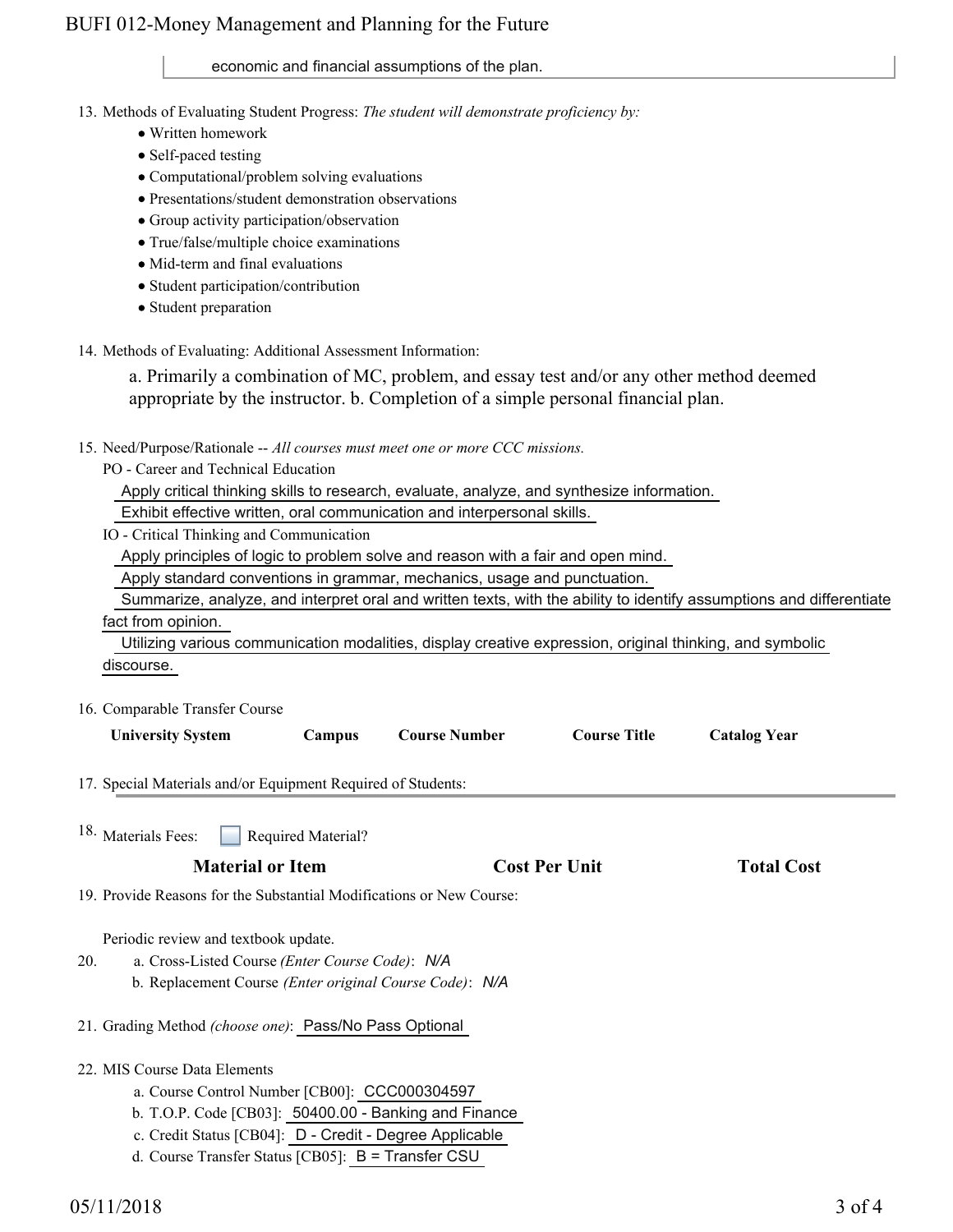economic and financial assumptions of the plan.

13. Methods of Evaluating Student Progress: *The student will demonstrate proficiency by:*
    - Written homework
    - Self-paced testing
    - Computational/problem solving evaluations
    - Presentations/student demonstration observations
    - Group activity participation/observation
    - True/false/multiple choice examinations
    - Mid-term and final evaluations
    - Student participation/contribution
    - Student preparation

14. Methods of Evaluating: Additional Assessment Information:

    a. Primarily a combination of MC, problem, and essay test and/or any other method deemed appropriate by the instructor. b. Completion of a simple personal financial plan.

15. Need/Purpose/Rationale -- *All courses must meet one or more CCC missions.*

    PO - Career and Technical Education

    Apply critical thinking skills to research, evaluate, analyze, and synthesize information.

    Exhibit effective written, oral communication and interpersonal skills.

    IO - Critical Thinking and Communication

    Apply principles of logic to problem solve and reason with a fair and open mind.

    Apply standard conventions in grammar, mechanics, usage and punctuation.

    Summarize, analyze, and interpret oral and written texts, with the ability to identify assumptions and differentiate fact from opinion.

    Utilizing various communication modalities, display creative expression, original thinking, and symbolic discourse.

16. Comparable Transfer Course

| University System | Campus | Course Number | Course Title | Catalog Year |
|---|---|---|---|---|

17. Special Materials and/or Equipment Required of Students:

18. Materials Fees: ☐ Required Material?

| Material or Item | Cost Per Unit | Total Cost |
|---|---|---|

19. Provide Reasons for the Substantial Modifications or New Course:

    Periodic review and textbook update.

20. a. Cross-Listed Course *(Enter Course Code)*: *N/A*

    b. Replacement Course *(Enter original Course Code)*: *N/A*

21. Grading Method *(choose one)*: Pass/No Pass Optional

22. MIS Course Data Elements
    a. Course Control Number [CB00]: CCC000304597
    b. T.O.P. Code [CB03]: 50400.00 - Banking and Finance
    c. Credit Status [CB04]: D - Credit - Degree Applicable
    d. Course Transfer Status [CB05]: B = Transfer CSU

05/11/2018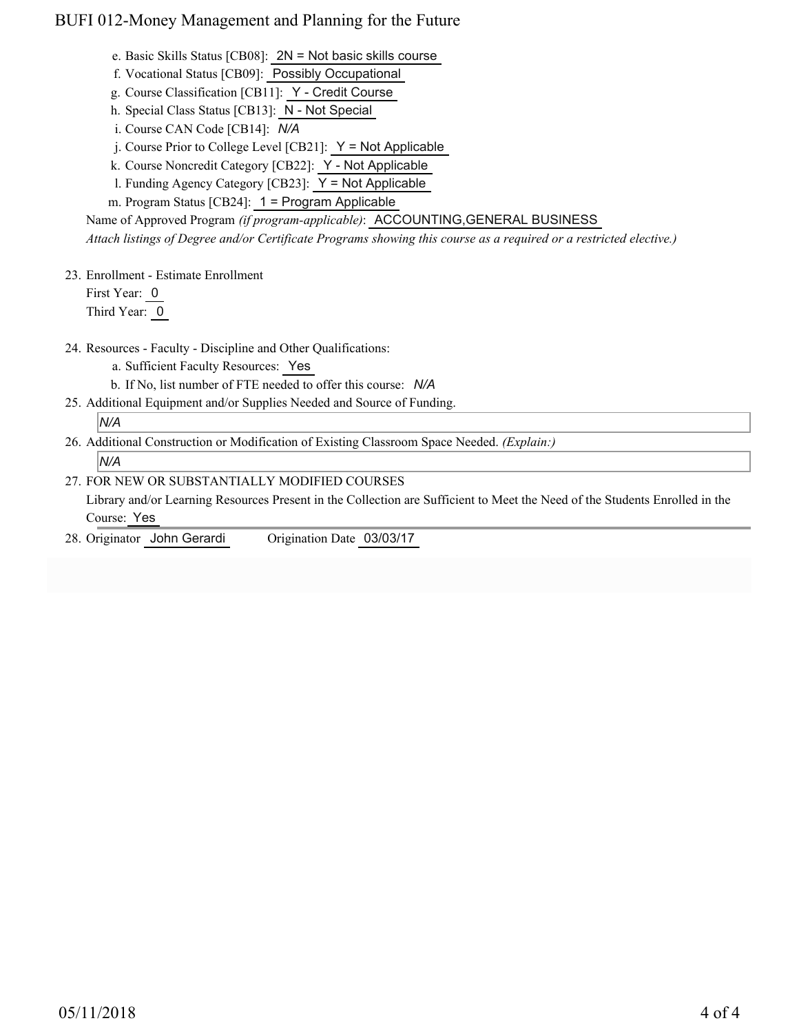e. Basic Skills Status [CB08]: 2N = Not basic skills course
f. Vocational Status [CB09]: Possibly Occupational
g. Course Classification [CB11]: Y - Credit Course
h. Special Class Status [CB13]: N - Not Special
i. Course CAN Code [CB14]: *N/A*
j. Course Prior to College Level [CB21]: Y = Not Applicable
k. Course Noncredit Category [CB22]: Y - Not Applicable
l. Funding Agency Category [CB23]: Y = Not Applicable
m. Program Status [CB24]: 1 = Program Applicable

Name of Approved Program *(if program-applicable)*: ACCOUNTING,GENERAL BUSINESS

*Attach listings of Degree and/or Certificate Programs showing this course as a required or a restricted elective.)*

23. Enrollment - Estimate Enrollment
    First Year: 0
    Third Year: 0

24. Resources - Faculty - Discipline and Other Qualifications:
    a. Sufficient Faculty Resources: Yes
    b. If No, list number of FTE needed to offer this course: *N/A*

25. Additional Equipment and/or Supplies Needed and Source of Funding.
    *N/A*

26. Additional Construction or Modification of Existing Classroom Space Needed. *(Explain:)*
    *N/A*

27. FOR NEW OR SUBSTANTIALLY MODIFIED COURSES
    Library and/or Learning Resources Present in the Collection are Sufficient to Meet the Need of the Students Enrolled in the Course: Yes

28. Originator John Gerardi Origination Date 03/03/17